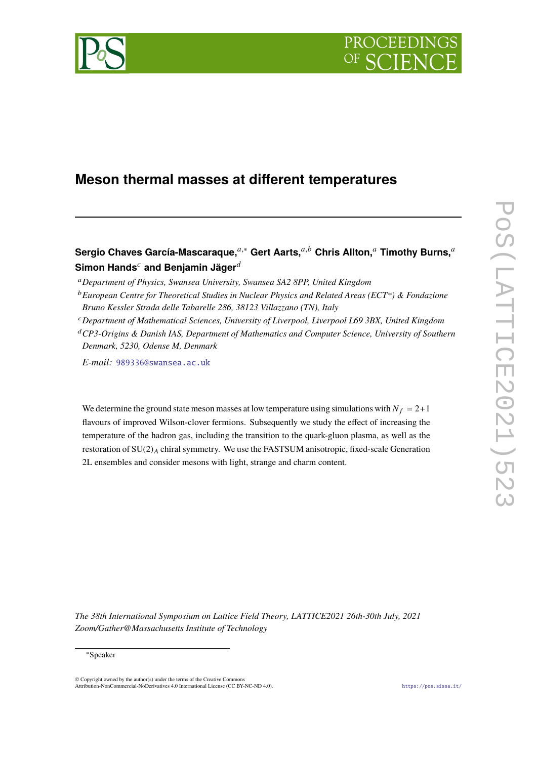# Meson thermal masses at different temperatures

**Sergio Chaves García-Mascaraque,**[a,*] **Gert Aarts,**[a,b] **Chris Allton,**[a] **Timothy Burns,**[a] **Simon Hands**[c] **and Benjamin Jäger**[d]

[a] *Department of Physics, Swansea University, Swansea SA2 8PP, United Kingdom*

[b] *European Centre for Theoretical Studies in Nuclear Physics and Related Areas (ECT\*) & Fondazione Bruno Kessler Strada delle Tabarelle 286, 38123 Villazzano (TN), Italy*

[c] *Department of Mathematical Sciences, University of Liverpool, Liverpool L69 3BX, United Kingdom*

[d] *CP3-Origins & Danish IAS, Department of Mathematics and Computer Science, University of Southern Denmark, 5230, Odense M, Denmark*

*E-mail:* 989336@swansea.ac.uk

We determine the ground state meson masses at low temperature using simulations with $N_f = 2+1$ flavours of improved Wilson-clover fermions. Subsequently we study the effect of increasing the temperature of the hadron gas, including the transition to the quark-gluon plasma, as well as the restoration of $\mathrm{SU}(2)_A$ chiral symmetry. We use the FASTSUM anisotropic, fixed-scale Generation 2L ensembles and consider mesons with light, strange and charm content.

*The 38th International Symposium on Lattice Field Theory, LATTICE2021 26th-30th July, 2021 Zoom/Gather@Massachusetts Institute of Technology*

*Speaker

© Copyright owned by the author(s) under the terms of the Creative Commons Attribution-NonCommercial-NoDerivatives 4.0 International License (CC BY-NC-ND 4.0).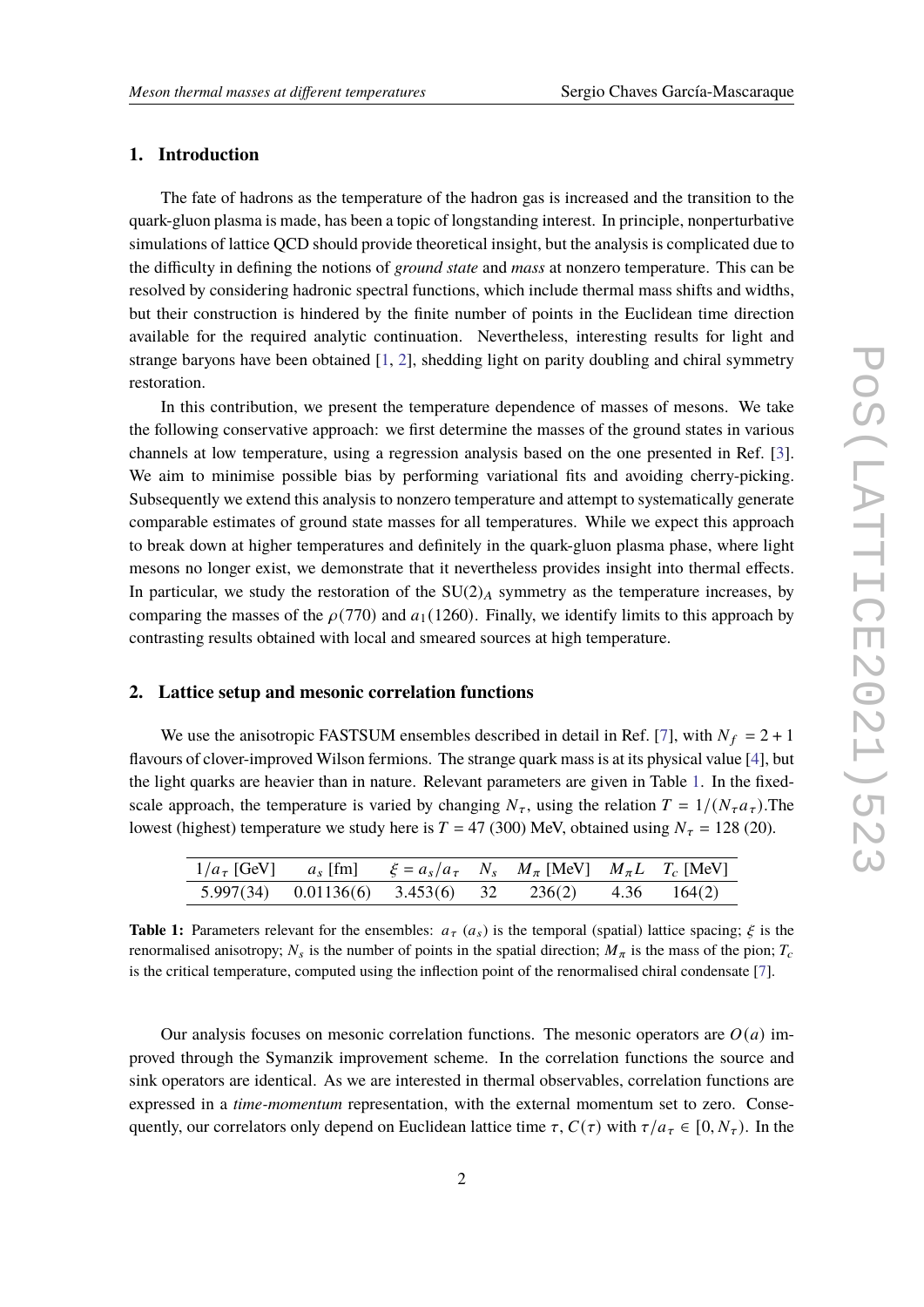## 1. Introduction

The fate of hadrons as the temperature of the hadron gas is increased and the transition to the quark-gluon plasma is made, has been a topic of longstanding interest. In principle, nonperturbative simulations of lattice QCD should provide theoretical insight, but the analysis is complicated due to the difficulty in defining the notions of *ground state* and *mass* at nonzero temperature. This can be resolved by considering hadronic spectral functions, which include thermal mass shifts and widths, but their construction is hindered by the finite number of points in the Euclidean time direction available for the required analytic continuation. Nevertheless, interesting results for light and strange baryons have been obtained [1, 2], shedding light on parity doubling and chiral symmetry restoration.

In this contribution, we present the temperature dependence of masses of mesons. We take the following conservative approach: we first determine the masses of the ground states in various channels at low temperature, using a regression analysis based on the one presented in Ref. [3]. We aim to minimise possible bias by performing variational fits and avoiding cherry-picking. Subsequently we extend this analysis to nonzero temperature and attempt to systematically generate comparable estimates of ground state masses for all temperatures. While we expect this approach to break down at higher temperatures and definitely in the quark-gluon plasma phase, where light mesons no longer exist, we demonstrate that it nevertheless provides insight into thermal effects. In particular, we study the restoration of the $SU(2)_A$ symmetry as the temperature increases, by comparing the masses of the $\rho(770)$ and $a_1(1260)$. Finally, we identify limits to this approach by contrasting results obtained with local and smeared sources at high temperature.

## 2. Lattice setup and mesonic correlation functions

We use the anisotropic FASTSUM ensembles described in detail in Ref. [7], with $N_f = 2 + 1$ flavours of clover-improved Wilson fermions. The strange quark mass is at its physical value [4], but the light quarks are heavier than in nature. Relevant parameters are given in Table 1. In the fixed-scale approach, the temperature is varied by changing $N_\tau$, using the relation $T = 1/(N_\tau a_\tau)$.The lowest (highest) temperature we study here is $T = 47$ (300) MeV, obtained using $N_\tau = 128$ (20).

| $1/a_\tau$ [GeV] | $a_s$ [fm] | $\xi = a_s/a_\tau$ | $N_s$ | $M_\pi$ [MeV] | $M_\pi L$ | $T_c$ [MeV] |
|---|---|---|---|---|---|---|
| 5.997(34) | 0.01136(6) | 3.453(6) | 32 | 236(2) | 4.36 | 164(2) |

**Table 1:** Parameters relevant for the ensembles: $a_\tau$ ($a_s$) is the temporal (spatial) lattice spacing; $\xi$ is the renormalised anisotropy; $N_s$ is the number of points in the spatial direction; $M_\pi$ is the mass of the pion; $T_c$ is the critical temperature, computed using the inflection point of the renormalised chiral condensate [7].

Our analysis focuses on mesonic correlation functions. The mesonic operators are $O(a)$ improved through the Symanzik improvement scheme. In the correlation functions the source and sink operators are identical. As we are interested in thermal observables, correlation functions are expressed in a *time-momentum* representation, with the external momentum set to zero. Consequently, our correlators only depend on Euclidean lattice time $\tau$, $C(\tau)$ with $\tau/a_\tau \in [0, N_\tau)$. In the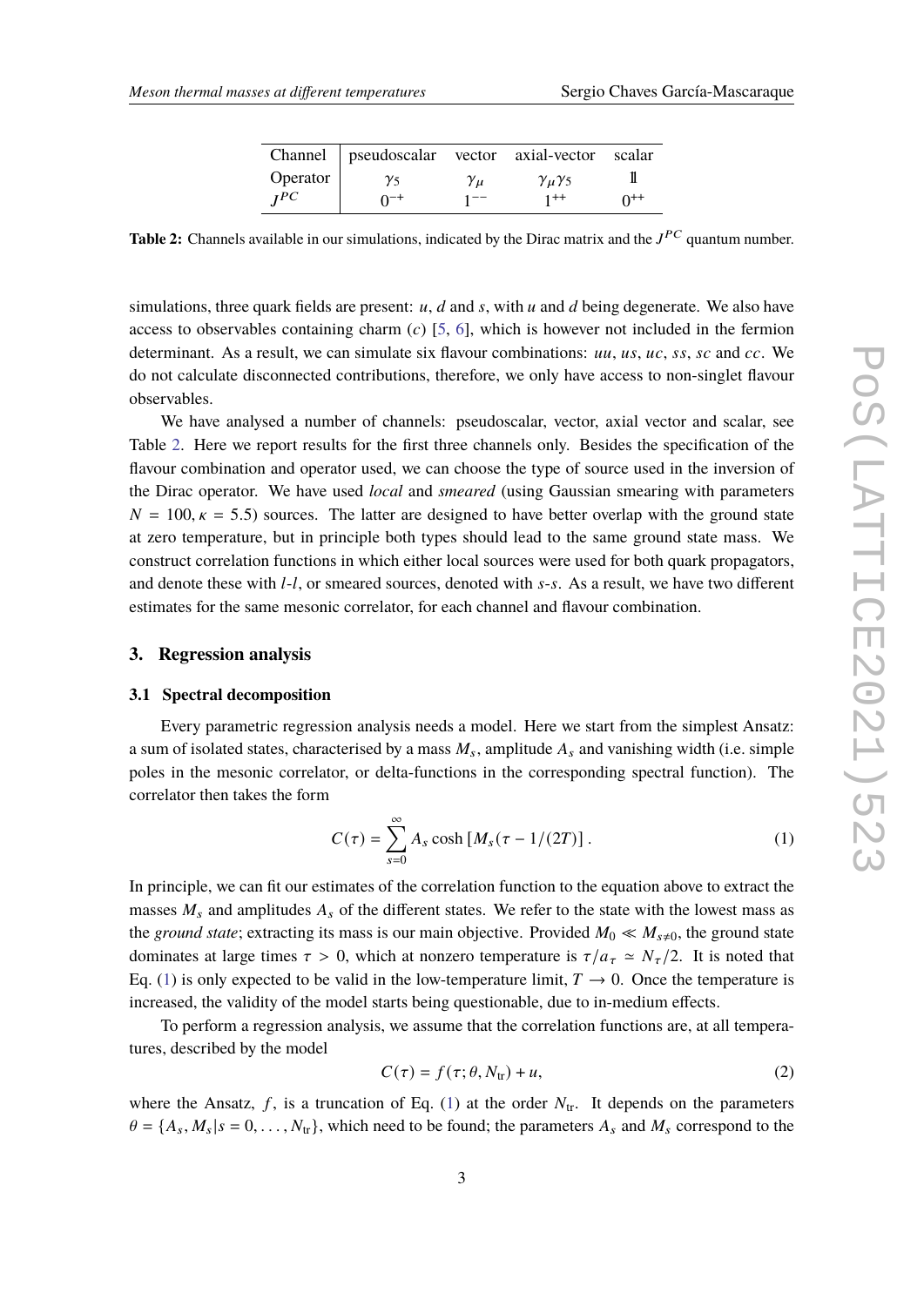| Channel | pseudoscalar | vector | axial-vector | scalar |
|---|---|---|---|---|
| Operator | $\gamma_5$ | $\gamma_\mu$ | $\gamma_\mu\gamma_5$ | $\mathbb{1}$ |
| $J^{PC}$ | $0^{-+}$ | $1^{--}$ | $1^{++}$ | $0^{++}$ |

**Table 2:** Channels available in our simulations, indicated by the Dirac matrix and the $J^{PC}$ quantum number.

simulations, three quark fields are present: $u$, $d$ and $s$, with $u$ and $d$ being degenerate. We also have access to observables containing charm ($c$) [5, 6], which is however not included in the fermion determinant. As a result, we can simulate six flavour combinations: $uu$, $us$, $uc$, $ss$, $sc$ and $cc$. We do not calculate disconnected contributions, therefore, we only have access to non-singlet flavour observables.

We have analysed a number of channels: pseudoscalar, vector, axial vector and scalar, see Table 2. Here we report results for the first three channels only. Besides the specification of the flavour combination and operator used, we can choose the type of source used in the inversion of the Dirac operator. We have used *local* and *smeared* (using Gaussian smearing with parameters $N = 100, \kappa = 5.5$) sources. The latter are designed to have better overlap with the ground state at zero temperature, but in principle both types should lead to the same ground state mass. We construct correlation functions in which either local sources were used for both quark propagators, and denote these with $l$-$l$, or smeared sources, denoted with $s$-$s$. As a result, we have two different estimates for the same mesonic correlator, for each channel and flavour combination.

## 3. Regression analysis

### 3.1 Spectral decomposition

Every parametric regression analysis needs a model. Here we start from the simplest Ansatz: a sum of isolated states, characterised by a mass $M_s$, amplitude $A_s$ and vanishing width (i.e. simple poles in the mesonic correlator, or delta-functions in the corresponding spectral function). The correlator then takes the form

$$C(\tau) = \sum_{s=0}^{\infty} A_s \cosh\left[M_s(\tau - 1/(2T)\right]. \tag{1}$$

In principle, we can fit our estimates of the correlation function to the equation above to extract the masses $M_s$ and amplitudes $A_s$ of the different states. We refer to the state with the lowest mass as the *ground state*; extracting its mass is our main objective. Provided $M_0 \ll M_{s\neq0}$, the ground state dominates at large times $\tau > 0$, which at nonzero temperature is $\tau/a_\tau \simeq N_\tau/2$. It is noted that Eq. (1) is only expected to be valid in the low-temperature limit, $T \to 0$. Once the temperature is increased, the validity of the model starts being questionable, due to in-medium effects.

To perform a regression analysis, we assume that the correlation functions are, at all temperatures, described by the model

$$C(\tau) = f(\tau; \theta, N_{\text{tr}}) + u, \tag{2}$$

where the Ansatz, $f$, is a truncation of Eq. (1) at the order $N_{\text{tr}}$. It depends on the parameters $\theta = \{A_s, M_s | s = 0, \ldots, N_{\text{tr}}\}$, which need to be found; the parameters $A_s$ and $M_s$ correspond to the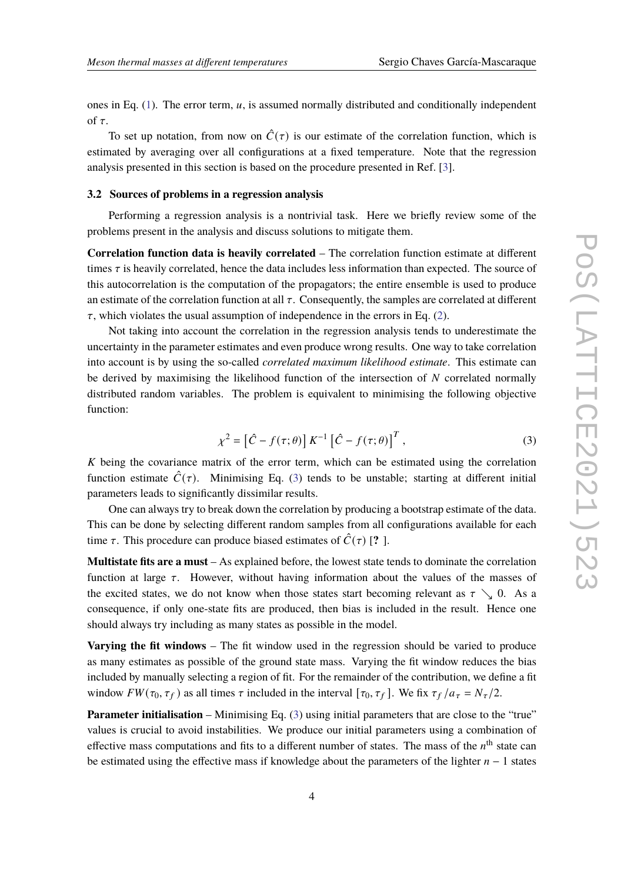ones in Eq. (1). The error term, $u$, is assumed normally distributed and conditionally independent of $\tau$.

To set up notation, from now on $\hat{C}(\tau)$ is our estimate of the correlation function, which is estimated by averaging over all configurations at a fixed temperature. Note that the regression analysis presented in this section is based on the procedure presented in Ref. [3].

### 3.2 Sources of problems in a regression analysis

Performing a regression analysis is a nontrivial task. Here we briefly review some of the problems present in the analysis and discuss solutions to mitigate them.

**Correlation function data is heavily correlated** – The correlation function estimate at different times $\tau$ is heavily correlated, hence the data includes less information than expected. The source of this autocorrelation is the computation of the propagators; the entire ensemble is used to produce an estimate of the correlation function at all $\tau$. Consequently, the samples are correlated at different $\tau$, which violates the usual assumption of independence in the errors in Eq. (2).

Not taking into account the correlation in the regression analysis tends to underestimate the uncertainty in the parameter estimates and even produce wrong results. One way to take correlation into account is by using the so-called *correlated maximum likelihood estimate*. This estimate can be derived by maximising the likelihood function of the intersection of $N$ correlated normally distributed random variables. The problem is equivalent to minimising the following objective function:

$$\chi^2 = \left[\hat{C} - f(\tau;\theta)\right] K^{-1} \left[\hat{C} - f(\tau;\theta)\right]^T , \tag{3}$$

$K$ being the covariance matrix of the error term, which can be estimated using the correlation function estimate $\hat{C}(\tau)$. Minimising Eq. (3) tends to be unstable; starting at different initial parameters leads to significantly dissimilar results.

One can always try to break down the correlation by producing a bootstrap estimate of the data. This can be done by selecting different random samples from all configurations available for each time $\tau$. This procedure can produce biased estimates of $\hat{C}(\tau)$ [**?** ].

**Multistate fits are a must** – As explained before, the lowest state tends to dominate the correlation function at large $\tau$. However, without having information about the values of the masses of the excited states, we do not know when those states start becoming relevant as $\tau \searrow 0$. As a consequence, if only one-state fits are produced, then bias is included in the result. Hence one should always try including as many states as possible in the model.

**Varying the fit windows** – The fit window used in the regression should be varied to produce as many estimates as possible of the ground state mass. Varying the fit window reduces the bias included by manually selecting a region of fit. For the remainder of the contribution, we define a fit window $FW(\tau_0, \tau_f)$ as all times $\tau$ included in the interval $[\tau_0, \tau_f]$. We fix $\tau_f / a_\tau = N_\tau/2$.

**Parameter initialisation** – Minimising Eq. (3) using initial parameters that are close to the "true" values is crucial to avoid instabilities. We produce our initial parameters using a combination of effective mass computations and fits to a different number of states. The mass of the $n^{\text{th}}$ state can be estimated using the effective mass if knowledge about the parameters of the lighter $n-1$ states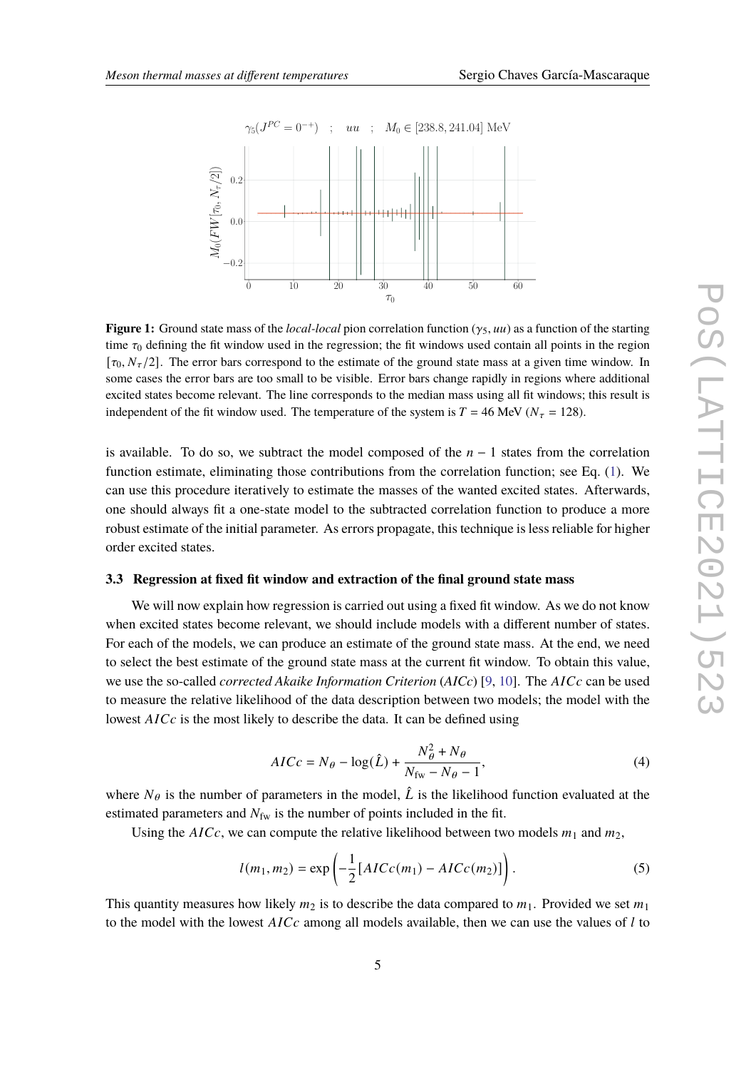**Figure 1:** Ground state mass of the *local-local* pion correlation function ($\gamma_5, uu$) as a function of the starting time $\tau_0$ defining the fit window used in the regression; the fit windows used contain all points in the region $[\tau_0, N_\tau/2]$. The error bars correspond to the estimate of the ground state mass at a given time window. In some cases the error bars are too small to be visible. Error bars change rapidly in regions where additional excited states become relevant. The line corresponds to the median mass using all fit windows; this result is independent of the fit window used. The temperature of the system is $T = 46$ MeV ($N_\tau = 128$).

is available. To do so, we subtract the model composed of the $n-1$ states from the correlation function estimate, eliminating those contributions from the correlation function; see Eq. (1). We can use this procedure iteratively to estimate the masses of the wanted excited states. Afterwards, one should always fit a one-state model to the subtracted correlation function to produce a more robust estimate of the initial parameter. As errors propagate, this technique is less reliable for higher order excited states.

### 3.3 Regression at fixed fit window and extraction of the final ground state mass

We will now explain how regression is carried out using a fixed fit window. As we do not know when excited states become relevant, we should include models with a different number of states. For each of the models, we can produce an estimate of the ground state mass. At the end, we need to select the best estimate of the ground state mass at the current fit window. To obtain this value, we use the so-called *corrected Akaike Information Criterion* (*AICc*) [9, 10]. The *AICc* can be used to measure the relative likelihood of the data description between two models; the model with the lowest *AICc* is the most likely to describe the data. It can be defined using

$$AICc = N_\theta - \log(\hat{L}) + \frac{N_\theta^2 + N_\theta}{N_{\text{fw}} - N_\theta - 1}, \tag{4}$$

where $N_\theta$ is the number of parameters in the model, $\hat{L}$ is the likelihood function evaluated at the estimated parameters and $N_{\text{fw}}$ is the number of points included in the fit.

Using the *AICc*, we can compute the relative likelihood between two models $m_1$ and $m_2$,

$$l(m_1, m_2) = \exp\left(-\frac{1}{2}\left[AICc(m_1) - AICc(m_2)\right]\right). \tag{5}$$

This quantity measures how likely $m_2$ is to describe the data compared to $m_1$. Provided we set $m_1$ to the model with the lowest *AICc* among all models available, then we can use the values of $l$ to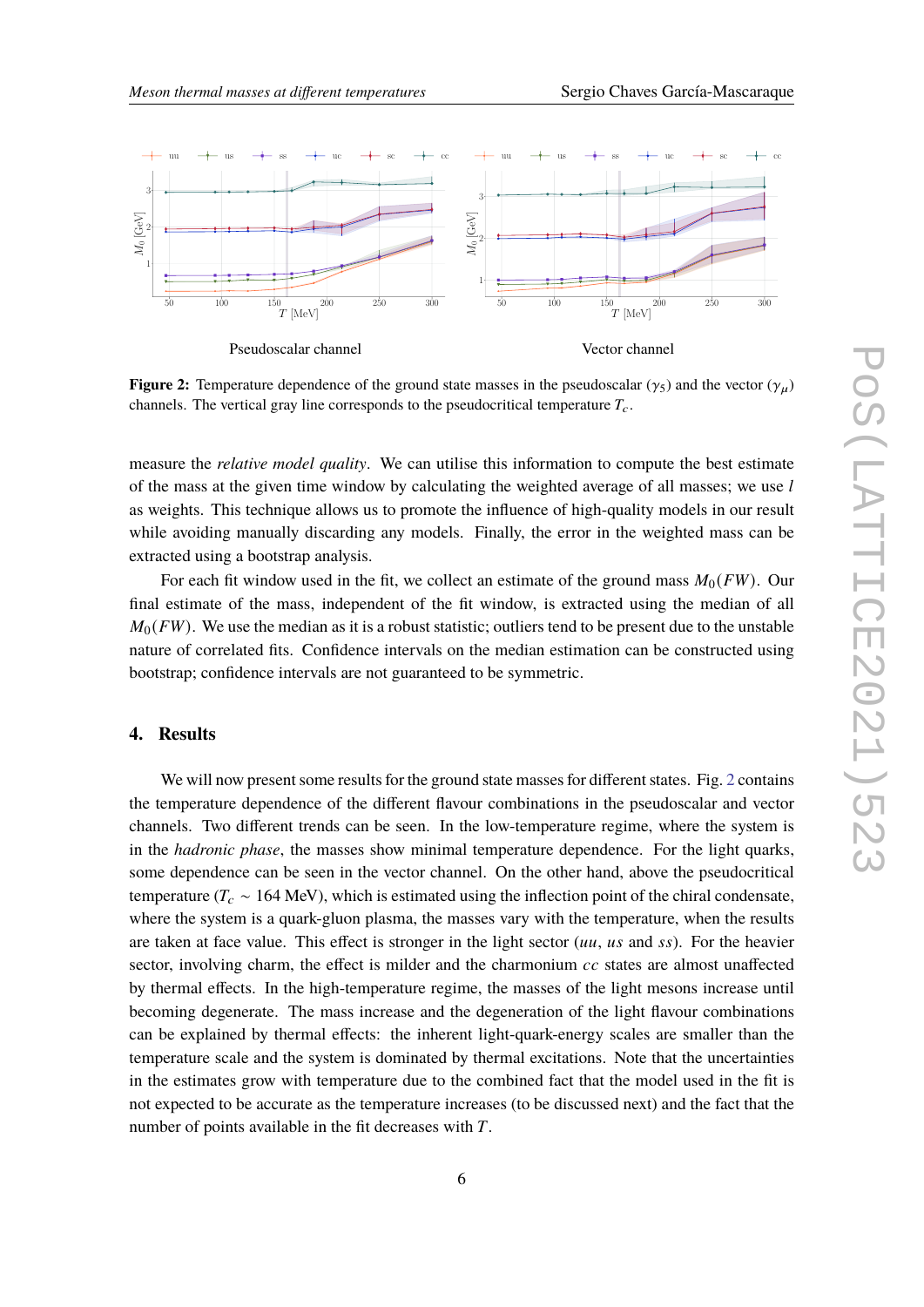Pseudoscalar channel

Vector channel

**Figure 2:** Temperature dependence of the ground state masses in the pseudoscalar ($\gamma_5$) and the vector ($\gamma_\mu$) channels. The vertical gray line corresponds to the pseudocritical temperature $T_c$.

measure the *relative model quality*. We can utilise this information to compute the best estimate of the mass at the given time window by calculating the weighted average of all masses; we use $l$ as weights. This technique allows us to promote the influence of high-quality models in our result while avoiding manually discarding any models. Finally, the error in the weighted mass can be extracted using a bootstrap analysis.

For each fit window used in the fit, we collect an estimate of the ground mass $M_0(FW)$. Our final estimate of the mass, independent of the fit window, is extracted using the median of all $M_0(FW)$. We use the median as it is a robust statistic; outliers tend to be present due to the unstable nature of correlated fits. Confidence intervals on the median estimation can be constructed using bootstrap; confidence intervals are not guaranteed to be symmetric.

## 4. Results

We will now present some results for the ground state masses for different states. Fig. 2 contains the temperature dependence of the different flavour combinations in the pseudoscalar and vector channels. Two different trends can be seen. In the low-temperature regime, where the system is in the *hadronic phase*, the masses show minimal temperature dependence. For the light quarks, some dependence can be seen in the vector channel. On the other hand, above the pseudocritical temperature ($T_c \sim 164$ MeV), which is estimated using the inflection point of the chiral condensate, where the system is a quark-gluon plasma, the masses vary with the temperature, when the results are taken at face value. This effect is stronger in the light sector ($uu$, $us$ and $ss$). For the heavier sector, involving charm, the effect is milder and the charmonium $cc$ states are almost unaffected by thermal effects. In the high-temperature regime, the masses of the light mesons increase until becoming degenerate. The mass increase and the degeneration of the light flavour combinations can be explained by thermal effects: the inherent light-quark-energy scales are smaller than the temperature scale and the system is dominated by thermal excitations. Note that the uncertainties in the estimates grow with temperature due to the combined fact that the model used in the fit is not expected to be accurate as the temperature increases (to be discussed next) and the fact that the number of points available in the fit decreases with $T$.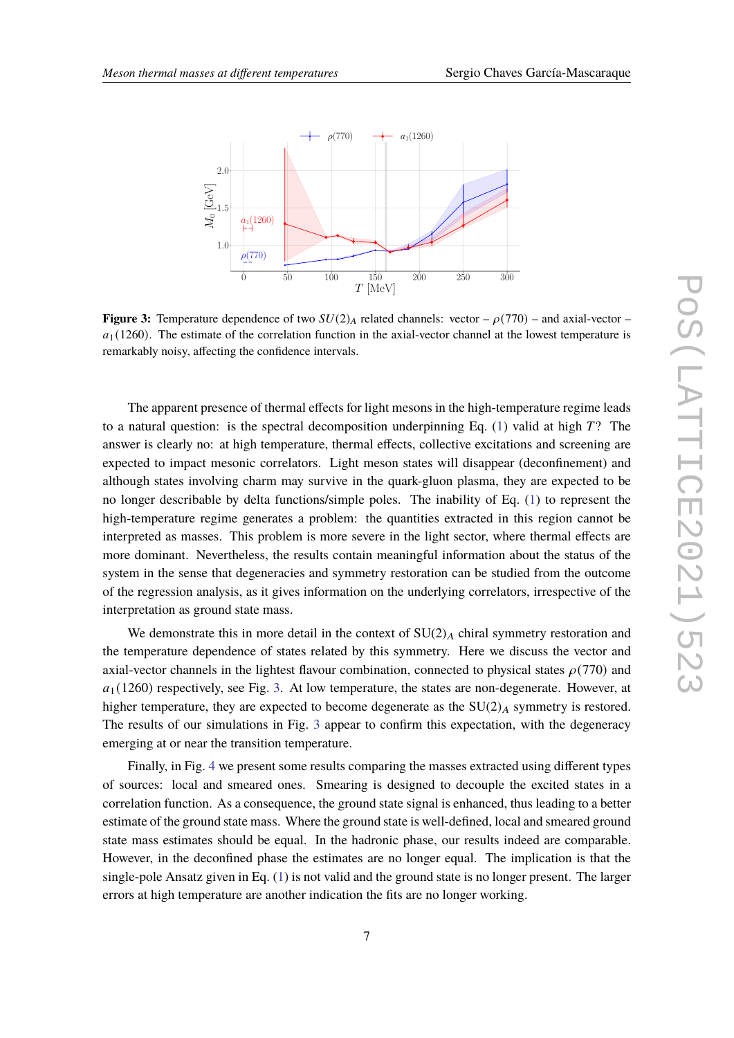**Figure 3:** Temperature dependence of two $SU(2)_A$ related channels: vector – $\rho(770)$ – and axial-vector – $a_1(1260)$. The estimate of the correlation function in the axial-vector channel at the lowest temperature is remarkably noisy, affecting the confidence intervals.

The apparent presence of thermal effects for light mesons in the high-temperature regime leads to a natural question: is the spectral decomposition underpinning Eq. (1) valid at high $T$? The answer is clearly no: at high temperature, thermal effects, collective excitations and screening are expected to impact mesonic correlators. Light meson states will disappear (deconfinement) and although states involving charm may survive in the quark-gluon plasma, they are expected to be no longer describable by delta functions/simple poles. The inability of Eq. (1) to represent the high-temperature regime generates a problem: the quantities extracted in this region cannot be interpreted as masses. This problem is more severe in the light sector, where thermal effects are more dominant. Nevertheless, the results contain meaningful information about the status of the system in the sense that degeneracies and symmetry restoration can be studied from the outcome of the regression analysis, as it gives information on the underlying correlators, irrespective of the interpretation as ground state mass.

We demonstrate this in more detail in the context of $\mathrm{SU}(2)_A$ chiral symmetry restoration and the temperature dependence of states related by this symmetry. Here we discuss the vector and axial-vector channels in the lightest flavour combination, connected to physical states $\rho(770)$ and $a_1(1260)$ respectively, see Fig. 3. At low temperature, the states are non-degenerate. However, at higher temperature, they are expected to become degenerate as the $\mathrm{SU}(2)_A$ symmetry is restored. The results of our simulations in Fig. 3 appear to confirm this expectation, with the degeneracy emerging at or near the transition temperature.

Finally, in Fig. 4 we present some results comparing the masses extracted using different types of sources: local and smeared ones. Smearing is designed to decouple the excited states in a correlation function. As a consequence, the ground state signal is enhanced, thus leading to a better estimate of the ground state mass. Where the ground state is well-defined, local and smeared ground state mass estimates should be equal. In the hadronic phase, our results indeed are comparable. However, in the deconfined phase the estimates are no longer equal. The implication is that the single-pole Ansatz given in Eq. (1) is not valid and the ground state is no longer present. The larger errors at high temperature are another indication the fits are no longer working.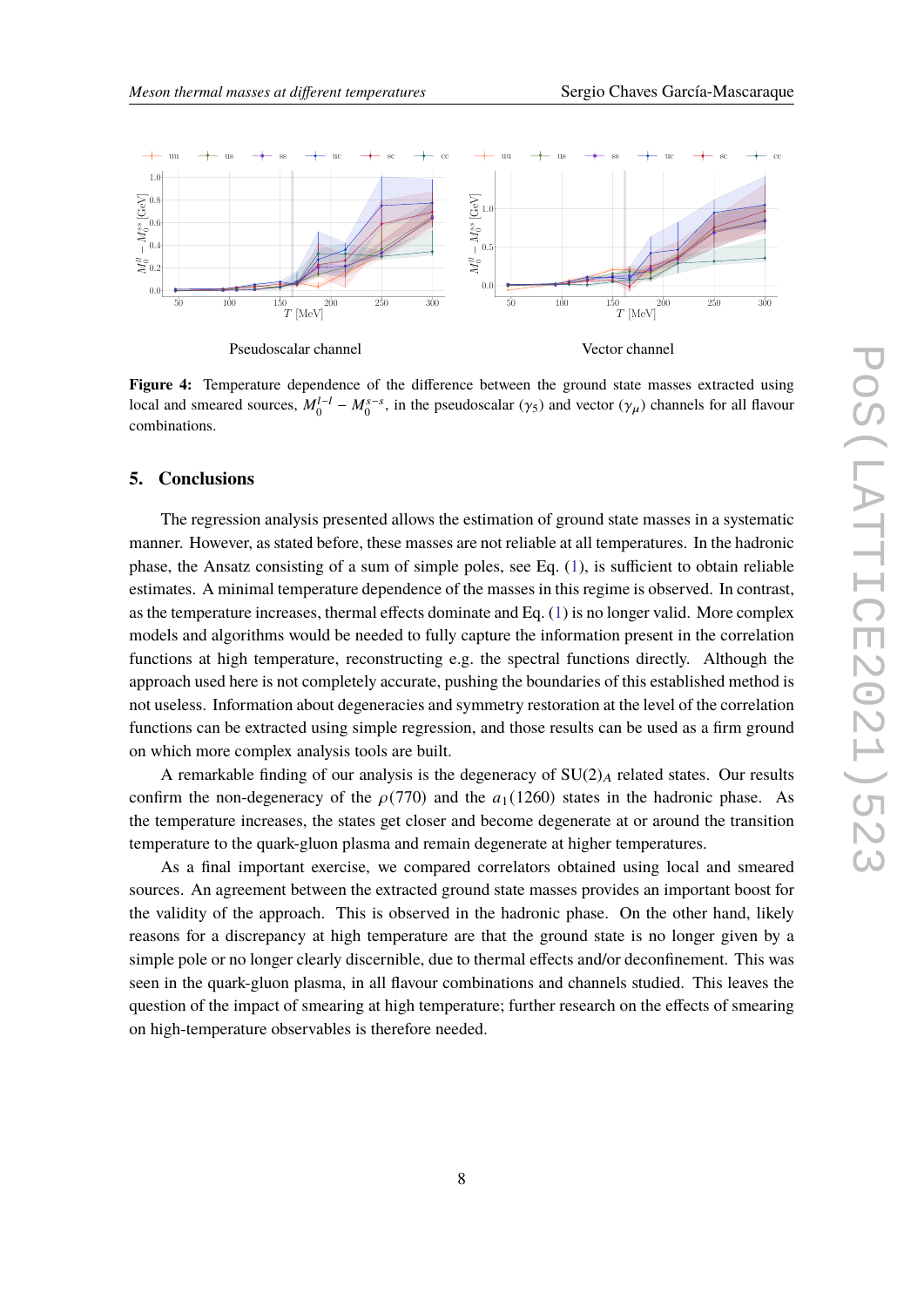Pseudoscalar channel

Vector channel

**Figure 4:** Temperature dependence of the difference between the ground state masses extracted using local and smeared sources, $M_0^{l-l} - M_0^{s-s}$, in the pseudoscalar ($\gamma_5$) and vector ($\gamma_\mu$) channels for all flavour combinations.

## 5. Conclusions

The regression analysis presented allows the estimation of ground state masses in a systematic manner. However, as stated before, these masses are not reliable at all temperatures. In the hadronic phase, the Ansatz consisting of a sum of simple poles, see Eq. (1), is sufficient to obtain reliable estimates. A minimal temperature dependence of the masses in this regime is observed. In contrast, as the temperature increases, thermal effects dominate and Eq. (1) is no longer valid. More complex models and algorithms would be needed to fully capture the information present in the correlation functions at high temperature, reconstructing e.g. the spectral functions directly. Although the approach used here is not completely accurate, pushing the boundaries of this established method is not useless. Information about degeneracies and symmetry restoration at the level of the correlation functions can be extracted using simple regression, and those results can be used as a firm ground on which more complex analysis tools are built.

A remarkable finding of our analysis is the degeneracy of $SU(2)_A$ related states. Our results confirm the non-degeneracy of the $\rho(770)$ and the $a_1(1260)$ states in the hadronic phase. As the temperature increases, the states get closer and become degenerate at or around the transition temperature to the quark-gluon plasma and remain degenerate at higher temperatures.

As a final important exercise, we compared correlators obtained using local and smeared sources. An agreement between the extracted ground state masses provides an important boost for the validity of the approach. This is observed in the hadronic phase. On the other hand, likely reasons for a discrepancy at high temperature are that the ground state is no longer given by a simple pole or no longer clearly discernible, due to thermal effects and/or deconfinement. This was seen in the quark-gluon plasma, in all flavour combinations and channels studied. This leaves the question of the impact of smearing at high temperature; further research on the effects of smearing on high-temperature observables is therefore needed.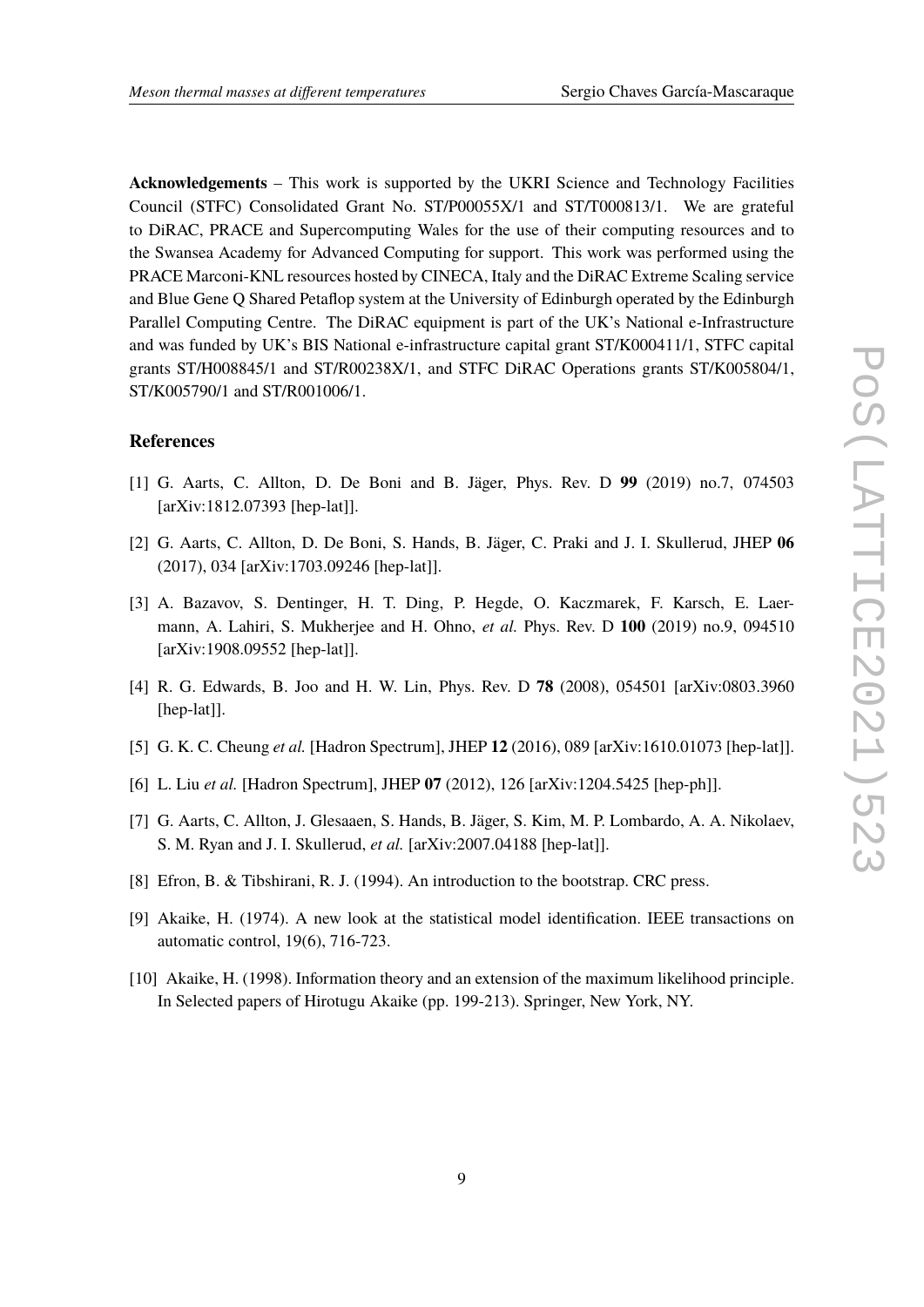**Acknowledgements** – This work is supported by the UKRI Science and Technology Facilities Council (STFC) Consolidated Grant No. ST/P00055X/1 and ST/T000813/1. We are grateful to DiRAC, PRACE and Supercomputing Wales for the use of their computing resources and to the Swansea Academy for Advanced Computing for support. This work was performed using the PRACE Marconi-KNL resources hosted by CINECA, Italy and the DiRAC Extreme Scaling service and Blue Gene Q Shared Petaflop system at the University of Edinburgh operated by the Edinburgh Parallel Computing Centre. The DiRAC equipment is part of the UK's National e-Infrastructure and was funded by UK's BIS National e-infrastructure capital grant ST/K000411/1, STFC capital grants ST/H008845/1 and ST/R00238X/1, and STFC DiRAC Operations grants ST/K005804/1, ST/K005790/1 and ST/R001006/1.

## References

[1] G. Aarts, C. Allton, D. De Boni and B. Jäger, Phys. Rev. D **99** (2019) no.7, 074503 [arXiv:1812.07393 [hep-lat]].

[2] G. Aarts, C. Allton, D. De Boni, S. Hands, B. Jäger, C. Praki and J. I. Skullerud, JHEP **06** (2017), 034 [arXiv:1703.09246 [hep-lat]].

[3] A. Bazavov, S. Dentinger, H. T. Ding, P. Hegde, O. Kaczmarek, F. Karsch, E. Laermann, A. Lahiri, S. Mukherjee and H. Ohno, *et al.* Phys. Rev. D **100** (2019) no.9, 094510 [arXiv:1908.09552 [hep-lat]].

[4] R. G. Edwards, B. Joo and H. W. Lin, Phys. Rev. D **78** (2008), 054501 [arXiv:0803.3960 [hep-lat]].

[5] G. K. C. Cheung *et al.* [Hadron Spectrum], JHEP **12** (2016), 089 [arXiv:1610.01073 [hep-lat]].

[6] L. Liu *et al.* [Hadron Spectrum], JHEP **07** (2012), 126 [arXiv:1204.5425 [hep-ph]].

[7] G. Aarts, C. Allton, J. Glesaaen, S. Hands, B. Jäger, S. Kim, M. P. Lombardo, A. A. Nikolaev, S. M. Ryan and J. I. Skullerud, *et al.* [arXiv:2007.04188 [hep-lat]].

[8] Efron, B. & Tibshirani, R. J. (1994). An introduction to the bootstrap. CRC press.

[9] Akaike, H. (1974). A new look at the statistical model identification. IEEE transactions on automatic control, 19(6), 716-723.

[10] Akaike, H. (1998). Information theory and an extension of the maximum likelihood principle. In Selected papers of Hirotugu Akaike (pp. 199-213). Springer, New York, NY.